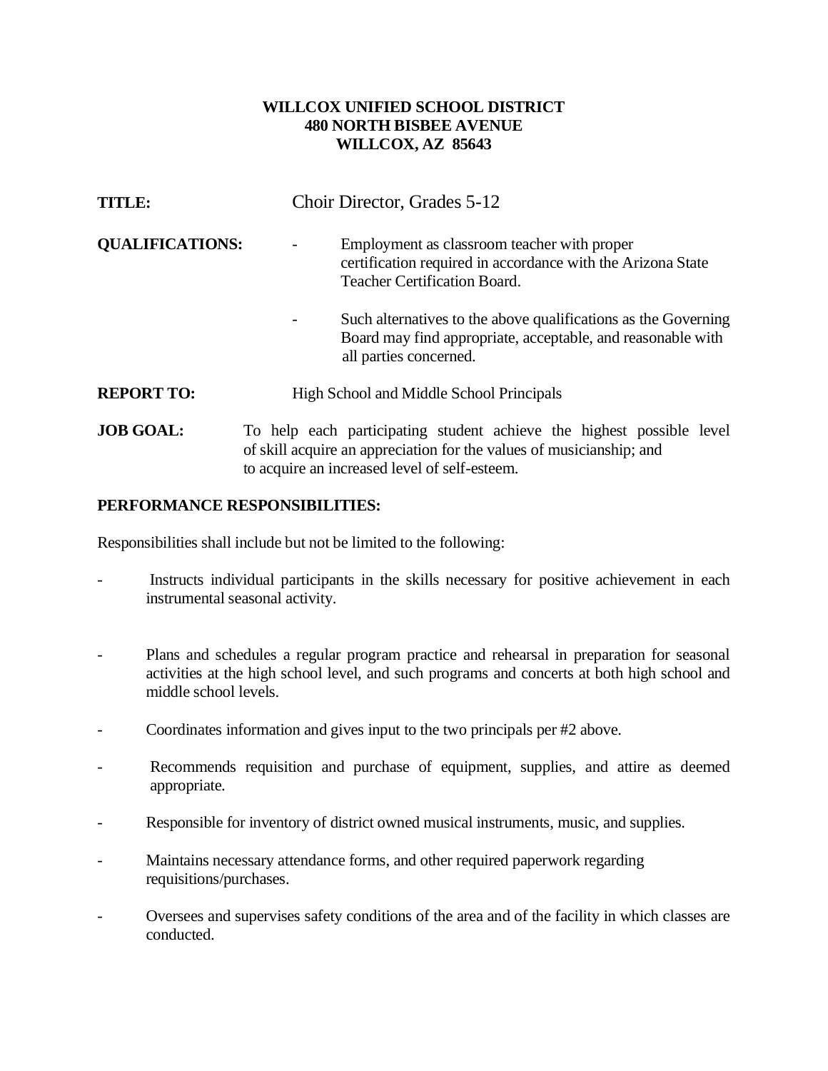**WILLCOX UNIFIED SCHOOL DISTRICT**
**480 NORTH BISBEE AVENUE**
**WILLCOX, AZ 85643**

**TITLE:** Choir Director, Grades 5-12

**QUALIFICATIONS:**

- Employment as classroom teacher with proper certification required in accordance with the Arizona State Teacher Certification Board.
- Such alternatives to the above qualifications as the Governing Board may find appropriate, acceptable, and reasonable with all parties concerned.

**REPORT TO:** High School and Middle School Principals

**JOB GOAL:** To help each participating student achieve the highest possible level of skill acquire an appreciation for the values of musicianship; and to acquire an increased level of self-esteem.

**PERFORMANCE RESPONSIBILITIES:**

Responsibilities shall include but not be limited to the following:

- Instructs individual participants in the skills necessary for positive achievement in each instrumental seasonal activity.
- Plans and schedules a regular program practice and rehearsal in preparation for seasonal activities at the high school level, and such programs and concerts at both high school and middle school levels.
- Coordinates information and gives input to the two principals per #2 above.
- Recommends requisition and purchase of equipment, supplies, and attire as deemed appropriate.
- Responsible for inventory of district owned musical instruments, music, and supplies.
- Maintains necessary attendance forms, and other required paperwork regarding requisitions/purchases.
- Oversees and supervises safety conditions of the area and of the facility in which classes are conducted.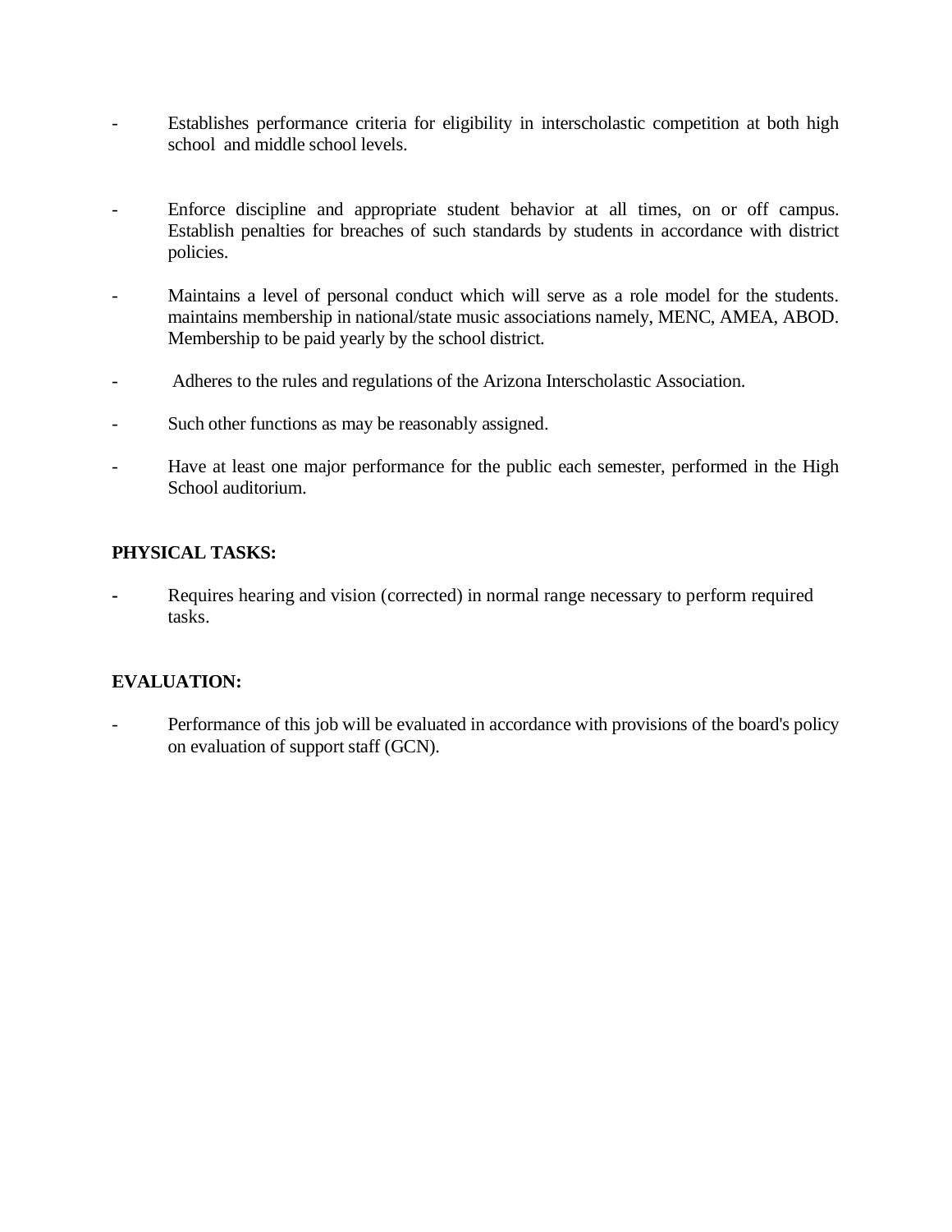- Establishes performance criteria for eligibility in interscholastic competition at both high school and middle school levels.

- Enforce discipline and appropriate student behavior at all times, on or off campus. Establish penalties for breaches of such standards by students in accordance with district policies.

- Maintains a level of personal conduct which will serve as a role model for the students. maintains membership in national/state music associations namely, MENC, AMEA, ABOD. Membership to be paid yearly by the school district.

- Adheres to the rules and regulations of the Arizona Interscholastic Association.

- Such other functions as may be reasonably assigned.

- Have at least one major performance for the public each semester, performed in the High School auditorium.

**PHYSICAL TASKS:**

- Requires hearing and vision (corrected) in normal range necessary to perform required tasks.

**EVALUATION:**

- Performance of this job will be evaluated in accordance with provisions of the board's policy on evaluation of support staff (GCN).